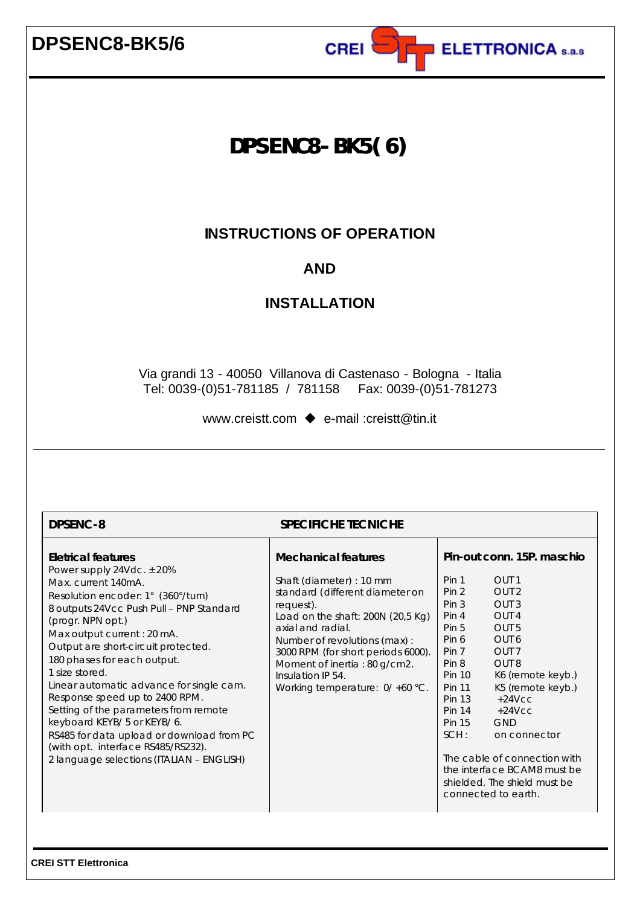# DPSENC8-BK5/6

CREI STT ELETTRONICA s.a.s

# DPSENC8-BK5(6)

## INSTRUCTIONS OF OPERATION

## AND

## INSTALLATION

Via grandi 13 - 40050 Villanova di Castenaso - Bologna - Italia
Tel: 0039-(0)51-781185 / 781158 Fax: 0039-(0)51-781273

www.creistt.com ◆ e-mail :creistt@tin.it

| DPSENC-8 | SPECIFICHE TECNICHE | |
|---|---|---|
| **Eletrical features**<br>Power supply 24Vdc. ±20%<br>Max. current 140mA.<br>Resolution encoder: 1° (360°/turn)<br>8 outputs 24Vcc Push Pull – PNP Standard (progr. NPN opt.)<br>Max output current : 20 mA.<br>Output are short-circuit protected.<br>180 phases for each output.<br>1 size stored.<br>Linear automatic advance for single cam.<br>Response speed up to 2400 RPM.<br>Setting of the parameters from remote keyboard KEYB/ 5 or KEYB/ 6.<br>RS485 for data upload or download from PC (with opt. interface RS485/RS232).<br>2 language selections (ITALIAN – ENGLISH) | **Mechanical features**<br>Shaft (diameter) : 10 mm standard (different diameter on request).<br>Load on the shaft: 200N (20,5 Kg) axial and radial.<br>Number of revolutions (max) : 3000 RPM (for short periods 6000).<br>Moment of inertia : 80 g/cm2.<br>Insulation IP 54.<br>Working temperature: 0/ +60 °C. | **Pin-out conn. 15P. maschio**<br>Pin 1 OUT1<br>Pin 2 OUT2<br>Pin 3 OUT3<br>Pin 4 OUT4<br>Pin 5 OUT5<br>Pin 6 OUT6<br>Pin 7 OUT7<br>Pin 8 OUT8<br>Pin 10 K6 (remote keyb.)<br>Pin 11 K5 (remote keyb.)<br>Pin 13 +24Vcc<br>Pin 14 +24Vcc<br>Pin 15 GND<br>SCH : on connector<br><br>The cable of connection with the interface BCAM8 must be shielded. The shield must be connected to earth. |

CREI STT Elettronica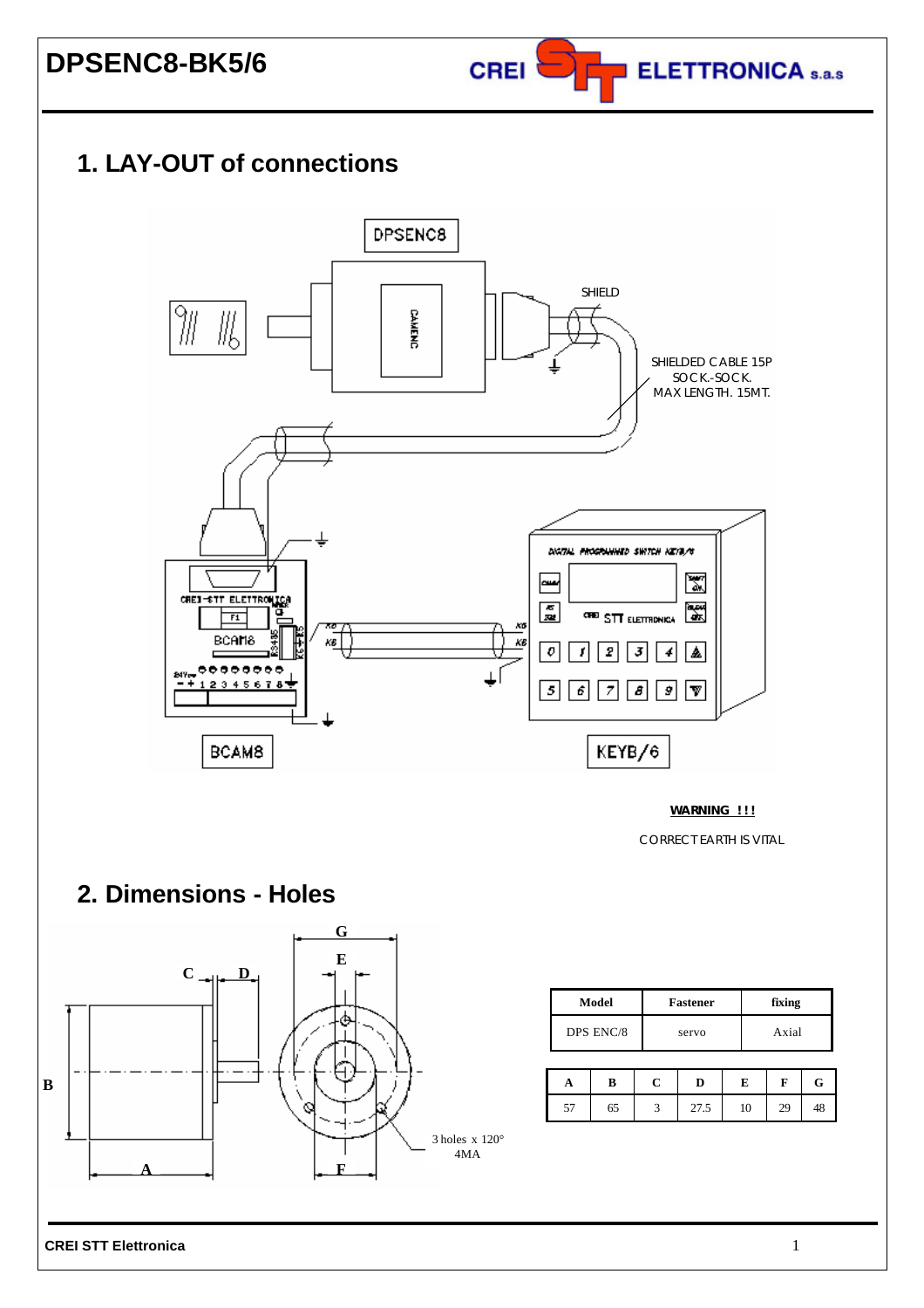# DPSENC8-BK5/6

## 1. LAY-OUT of connections

DPSENC8

SHIELD

SHIELDED CABLE 15P
SOCK.-SOCK.
MAX LENGTH. 15MT.

BCAM8

KEYB/6

**WARNING !!!**

CORRECT EARTH IS VITAL

## 2. Dimensions - Holes

3 holes x 120°
4MA

| Model | Fastener | fixing |
|---|---|---|
| DPS ENC/8 | servo | Axial |

| A | B | C | D | E | F | G |
|---|---|---|---|---|---|---|
| 57 | 65 | 3 | 27.5 | 10 | 29 | 48 |

**CREI STT Elettronica**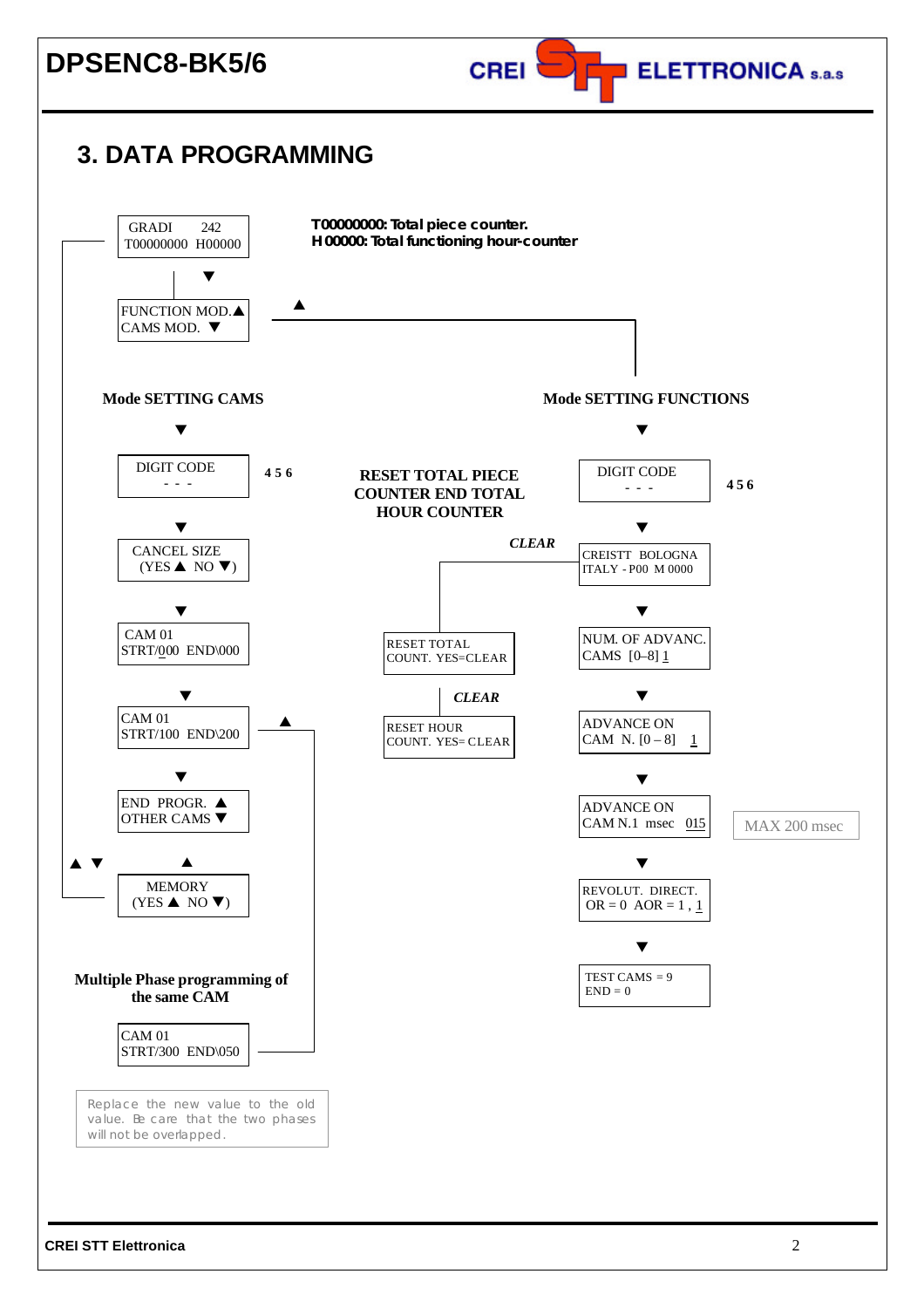# 3. DATA PROGRAMMING

**T00000000: Total piece counter.**
**H00000: Total functioning hour-counter**

GRADI 242
T00000000 H00000

▼

FUNCTION MOD.▲
CAMS MOD. ▼

▲

**Mode SETTING CAMS**

▼

DIGIT CODE
- - -

**4 5 6**

▼

CANCEL SIZE
(YES ▲ NO ▼)

▼

CAM 01
STRT/000 END\000

▼

CAM 01
STRT/100 END\200

▲

▼

END PROGR. ▲
OTHER CAMS ▼

▲ ▼

▲

MEMORY
(YES ▲ NO ▼)

**Multiple Phase programming of the same CAM**

CAM 01
STRT/300 END\050

Replace the new value to the old value. Be care that the two phases will not be overlapped.

**RESET TOTAL PIECE COUNTER END TOTAL HOUR COUNTER**

***CLEAR***

RESET TOTAL
COUNT. YES=CLEAR

***CLEAR***

RESET HOUR
COUNT. YES= CLEAR

**Mode SETTING FUNCTIONS**

▼

DIGIT CODE
- - -

**4 5 6**

▼

CREISTT BOLOGNA
ITALY - P00 M 0000

▼

NUM. OF ADVANC.
CAMS [0–8] 1

▼

ADVANCE ON
CAM N. [0 – 8] 1

▼

ADVANCE ON
CAM N.1 msec 015

MAX 200 msec

▼

REVOLUT. DIRECT.
OR = 0 AOR = 1 , 1

▼

TEST CAMS = 9
END = 0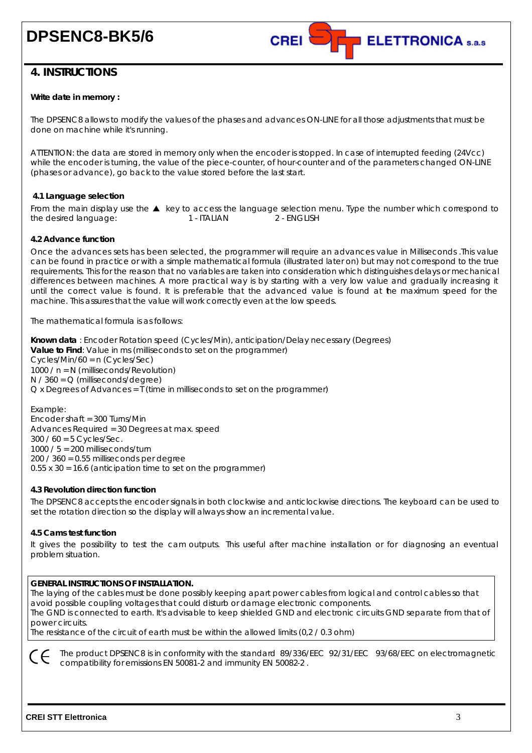# DPSENC8-BK5/6

CREI STT ELETTRONICA s.a.s

## 4. INSTRUCTIONS

**Write date in memory :**

The DPSENC8 allows to modify the values of the phases and advances ON-LINE for all those adjustments that must be done on machine while it's running.

ATTENTION: the data are stored in memory only when the encoder is stopped. In case of interrupted feeding (24Vcc) while the encoder is turning, the value of the piece-counter, of hour-counter and of the parameters changed ON-LINE (phases or advance), go back to the value stored before the last start.

### 4.1 Language selection

From the main display use the ▲ key to access the language selection menu. Type the number which correspond to the desired language: 1 - ITALIAN 2 - ENGLISH

### 4.2 Advance function

Once the advances sets has been selected, the programmer will require an advances value in Milliseconds .This value can be found in practice or with a simple mathematical formula (illustrated later on) but may not correspond to the true requirements. This for the reason that no variables are taken into consideration which distinguishes delays or mechanical differences between machines. A more practical way is by starting with a very low value and gradually increasing it until the correct value is found. It is preferable that the advanced value is found at the maximum speed for the machine. This assures that the value will work correctly even at the low speeds.

The mathematical formula is as follows:

**Known data** : Encoder Rotation speed (Cycles/Min), anticipation/Delay necessary (Degrees)
**Value to Find**: Value in ms (milliseconds to set on the programmer)
Cycles/Min/60 = n (Cycles/Sec)
1000 / n = N (milliseconds/Revolution)
N / 360 = Q (milliseconds/degree)
Q x Degrees of Advances = T (time in milliseconds to set on the programmer)

Example:
Encoder shaft = 300 Turns/Min
Advances Required = 30 Degrees at max. speed
300 / 60 = 5 Cycles/Sec.
1000 / 5 = 200 milliseconds/turn
200 / 360 = 0.55 milliseconds per degree
0.55 x 30 = 16.6 (anticipation time to set on the programmer)

### 4.3 Revolution direction function

The DPSENC8 accepts the encoder signals in both clockwise and anticlockwise directions. The keyboard can be used to set the rotation direction so the display will always show an incremental value.

### 4.5 Cams test function

It gives the possibility to test the cam outputs. This useful after machine installation or for diagnosing an eventual problem situation.

**GENERAL INSTRUCTIONS OF INSTALLATION.**
The laying of the cables must be done possibly keeping apart power cables from logical and control cables so that avoid possible coupling voltages that could disturb or damage electronic components.
The GND is connected to earth. It's advisable to keep shielded GND and electronic circuits GND separate from that of power circuits.
The resistance of the circuit of earth must be within the allowed limits (0,2 / 0.3 ohm)

CE The product DPSENC8 is in conformity with the standard 89/336/EEC 92/31/EEC 93/68/EEC on electromagnetic compatibility for emissions EN 50081-2 and immunity EN 50082-2 .